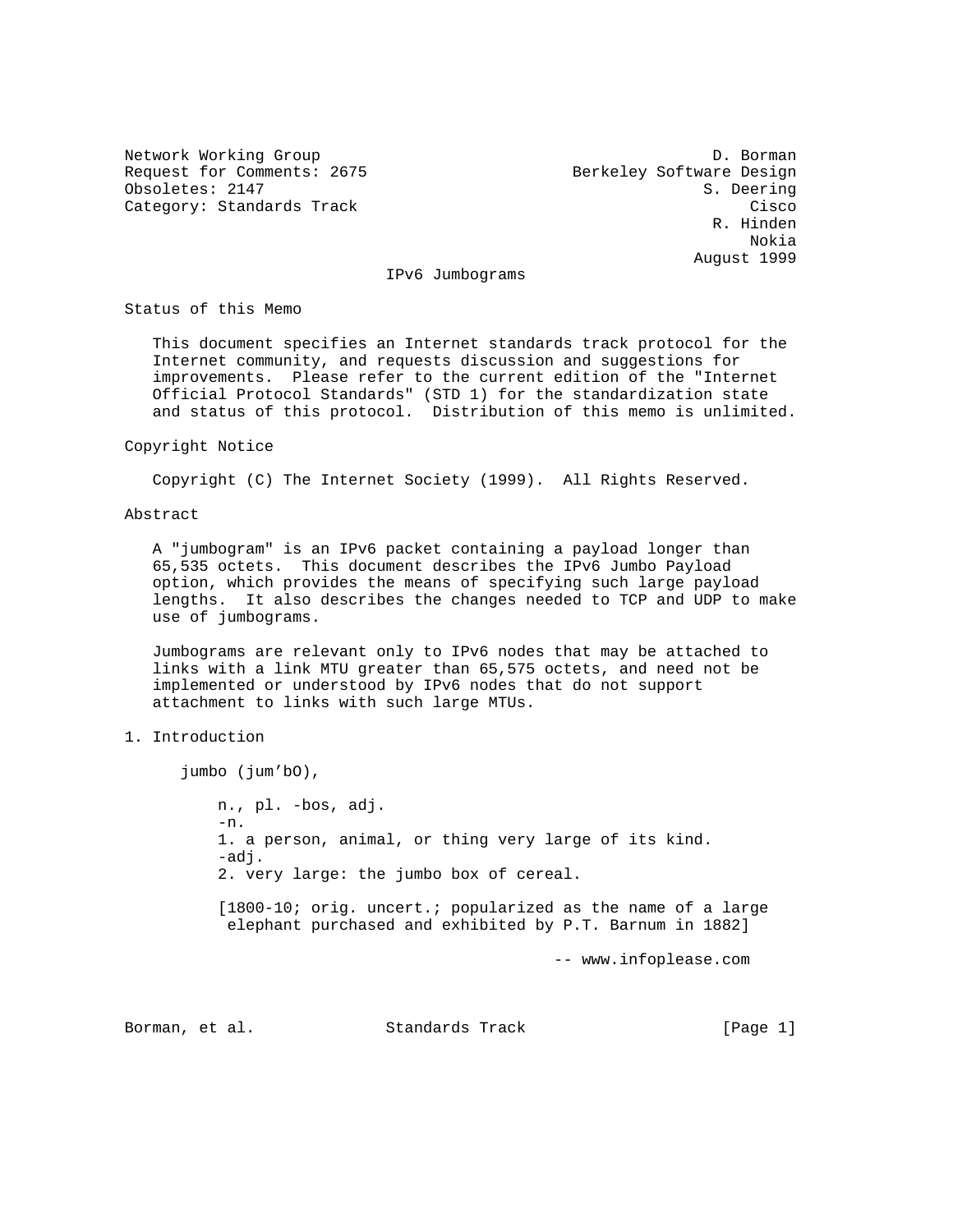Network Working Group D. Borman
Request for Comments: 2675 Berkeley Software Design
Obsoletes: 2147 S. Deering
Category: Standards Track Cisco
R. Hinden
Nokia
August 1999

# IPv6 Jumbograms

## Status of this Memo

This document specifies an Internet standards track protocol for the Internet community, and requests discussion and suggestions for improvements. Please refer to the current edition of the "Internet Official Protocol Standards" (STD 1) for the standardization state and status of this protocol. Distribution of this memo is unlimited.

## Copyright Notice

Copyright (C) The Internet Society (1999). All Rights Reserved.

## Abstract

A "jumbogram" is an IPv6 packet containing a payload longer than 65,535 octets. This document describes the IPv6 Jumbo Payload option, which provides the means of specifying such large payload lengths. It also describes the changes needed to TCP and UDP to make use of jumbograms.

Jumbograms are relevant only to IPv6 nodes that may be attached to links with a link MTU greater than 65,575 octets, and need not be implemented or understood by IPv6 nodes that do not support attachment to links with such large MTUs.

## 1. Introduction

jumbo (jum'bO),

n., pl. -bos, adj.
-n.
1. a person, animal, or thing very large of its kind.
-adj.
2. very large: the jumbo box of cereal.

[1800-10; orig. uncert.; popularized as the name of a large elephant purchased and exhibited by P.T. Barnum in 1882]

-- www.infoplease.com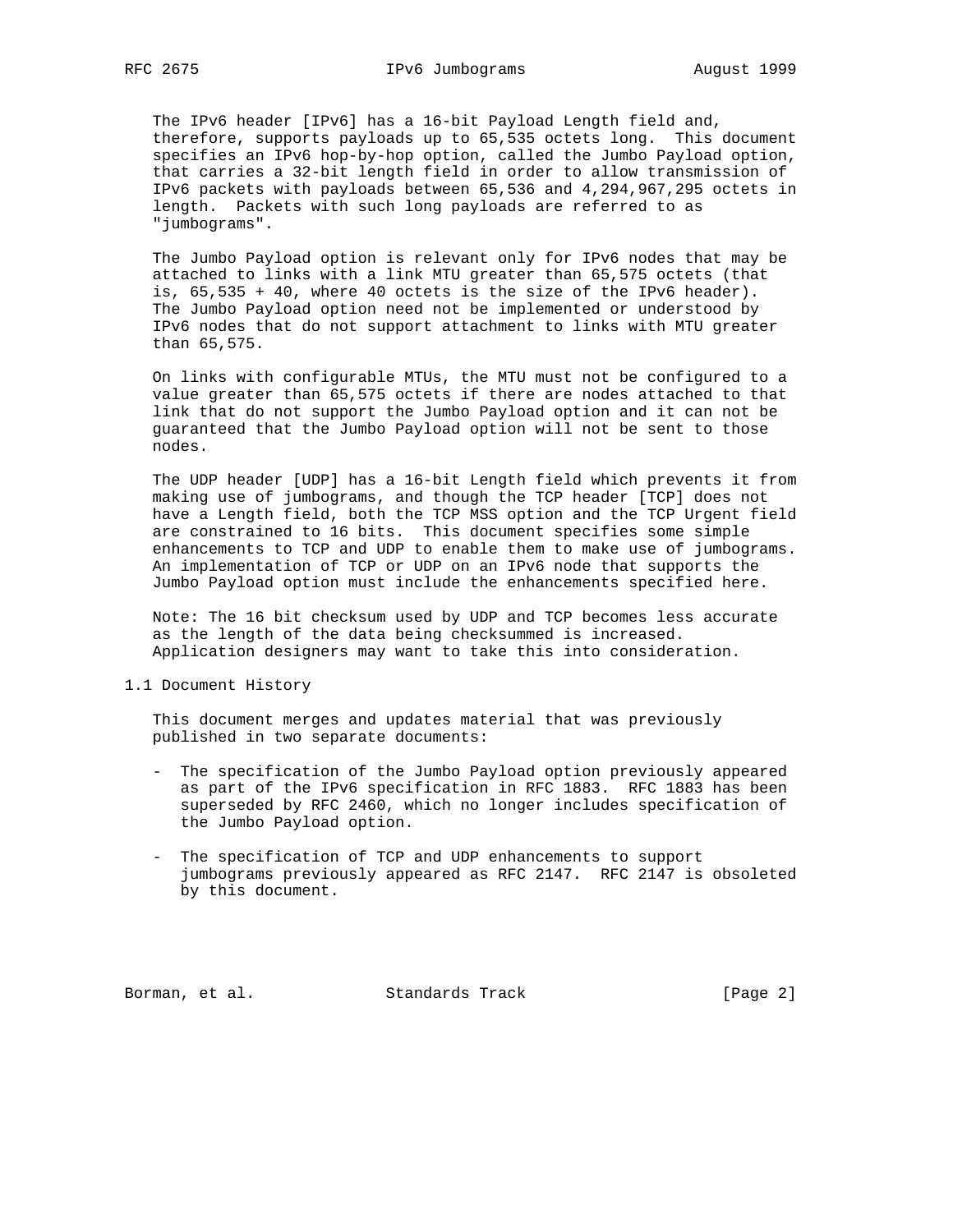The IPv6 header [IPv6] has a 16-bit Payload Length field and, therefore, supports payloads up to 65,535 octets long. This document specifies an IPv6 hop-by-hop option, called the Jumbo Payload option, that carries a 32-bit length field in order to allow transmission of IPv6 packets with payloads between 65,536 and 4,294,967,295 octets in length. Packets with such long payloads are referred to as "jumbograms".

The Jumbo Payload option is relevant only for IPv6 nodes that may be attached to links with a link MTU greater than 65,575 octets (that is, 65,535 + 40, where 40 octets is the size of the IPv6 header). The Jumbo Payload option need not be implemented or understood by IPv6 nodes that do not support attachment to links with MTU greater than 65,575.

On links with configurable MTUs, the MTU must not be configured to a value greater than 65,575 octets if there are nodes attached to that link that do not support the Jumbo Payload option and it can not be guaranteed that the Jumbo Payload option will not be sent to those nodes.

The UDP header [UDP] has a 16-bit Length field which prevents it from making use of jumbograms, and though the TCP header [TCP] does not have a Length field, both the TCP MSS option and the TCP Urgent field are constrained to 16 bits. This document specifies some simple enhancements to TCP and UDP to enable them to make use of jumbograms. An implementation of TCP or UDP on an IPv6 node that supports the Jumbo Payload option must include the enhancements specified here.

Note: The 16 bit checksum used by UDP and TCP becomes less accurate as the length of the data being checksummed is increased. Application designers may want to take this into consideration.

## 1.1 Document History

This document merges and updates material that was previously published in two separate documents:

- The specification of the Jumbo Payload option previously appeared as part of the IPv6 specification in RFC 1883. RFC 1883 has been superseded by RFC 2460, which no longer includes specification of the Jumbo Payload option.

- The specification of TCP and UDP enhancements to support jumbograms previously appeared as RFC 2147. RFC 2147 is obsoleted by this document.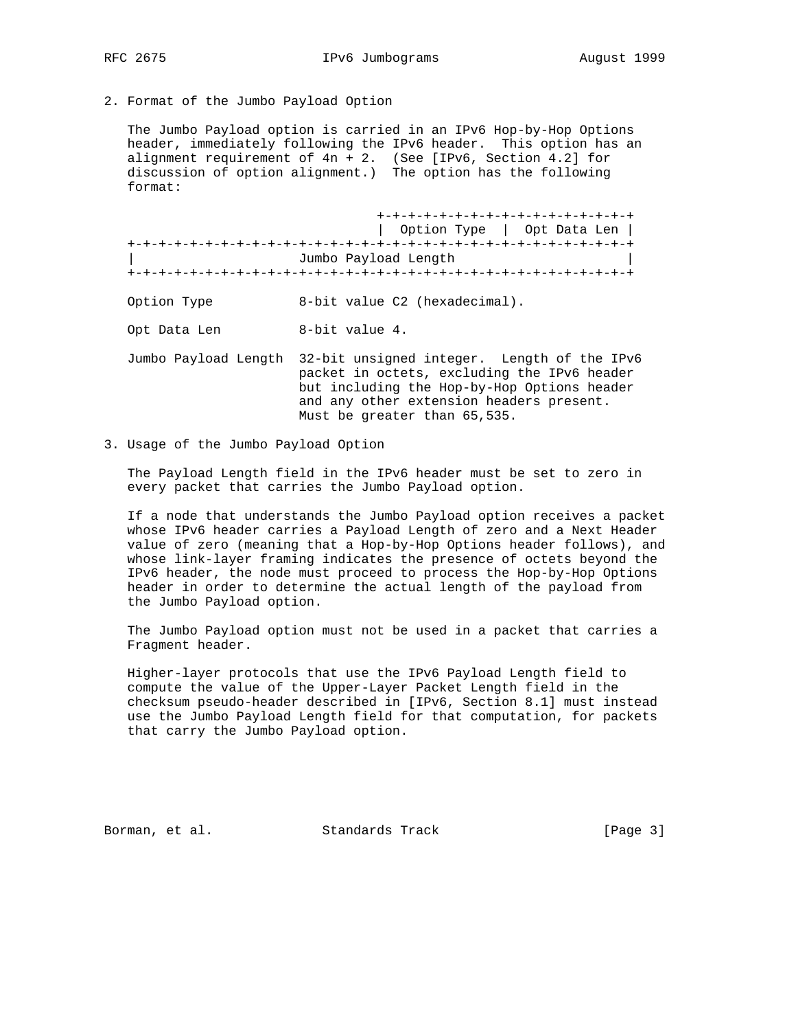## 2. Format of the Jumbo Payload Option

The Jumbo Payload option is carried in an IPv6 Hop-by-Hop Options header, immediately following the IPv6 header. This option has an alignment requirement of 4n + 2. (See [IPv6, Section 4.2] for discussion of option alignment.) The option has the following format:

```
                                +-+-+-+-+-+-+-+-+-+-+-+-+-+-+-+-+
                                |  Option Type  |  Opt Data Len |
+-+-+-+-+-+-+-+-+-+-+-+-+-+-+-+-+-+-+-+-+-+-+-+-+-+-+-+-+-+-+-+-+
|                     Jumbo Payload Length                      |
+-+-+-+-+-+-+-+-+-+-+-+-+-+-+-+-+-+-+-+-+-+-+-+-+-+-+-+-+-+-+-+-+
```

Option Type: 8-bit value C2 (hexadecimal).

Opt Data Len: 8-bit value 4.

Jumbo Payload Length: 32-bit unsigned integer. Length of the IPv6 packet in octets, excluding the IPv6 header but including the Hop-by-Hop Options header and any other extension headers present. Must be greater than 65,535.

## 3. Usage of the Jumbo Payload Option

The Payload Length field in the IPv6 header must be set to zero in every packet that carries the Jumbo Payload option.

If a node that understands the Jumbo Payload option receives a packet whose IPv6 header carries a Payload Length of zero and a Next Header value of zero (meaning that a Hop-by-Hop Options header follows), and whose link-layer framing indicates the presence of octets beyond the IPv6 header, the node must proceed to process the Hop-by-Hop Options header in order to determine the actual length of the payload from the Jumbo Payload option.

The Jumbo Payload option must not be used in a packet that carries a Fragment header.

Higher-layer protocols that use the IPv6 Payload Length field to compute the value of the Upper-Layer Packet Length field in the checksum pseudo-header described in [IPv6, Section 8.1] must instead use the Jumbo Payload Length field for that computation, for packets that carry the Jumbo Payload option.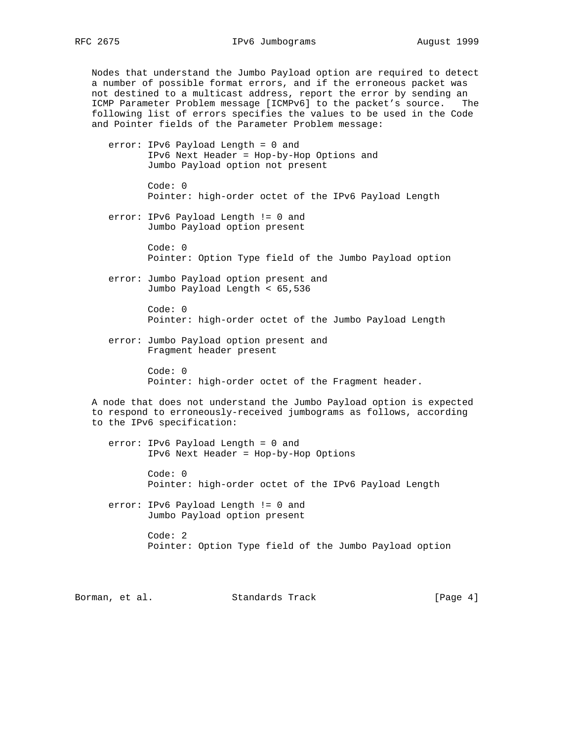Nodes that understand the Jumbo Payload option are required to detect a number of possible format errors, and if the erroneous packet was not destined to a multicast address, report the error by sending an ICMP Parameter Problem message [ICMPv6] to the packet's source. The following list of errors specifies the values to be used in the Code and Pointer fields of the Parameter Problem message:

```
   error: IPv6 Payload Length = 0 and
          IPv6 Next Header = Hop-by-Hop Options and
          Jumbo Payload option not present

          Code: 0
          Pointer: high-order octet of the IPv6 Payload Length

   error: IPv6 Payload Length != 0 and
          Jumbo Payload option present

          Code: 0
          Pointer: Option Type field of the Jumbo Payload option

   error: Jumbo Payload option present and
          Jumbo Payload Length < 65,536

          Code: 0
          Pointer: high-order octet of the Jumbo Payload Length

   error: Jumbo Payload option present and
          Fragment header present

          Code: 0
          Pointer: high-order octet of the Fragment header.
```

A node that does not understand the Jumbo Payload option is expected to respond to erroneously-received jumbograms as follows, according to the IPv6 specification:

```
   error: IPv6 Payload Length = 0 and
          IPv6 Next Header = Hop-by-Hop Options

          Code: 0
          Pointer: high-order octet of the IPv6 Payload Length

   error: IPv6 Payload Length != 0 and
          Jumbo Payload option present

          Code: 2
          Pointer: Option Type field of the Jumbo Payload option
```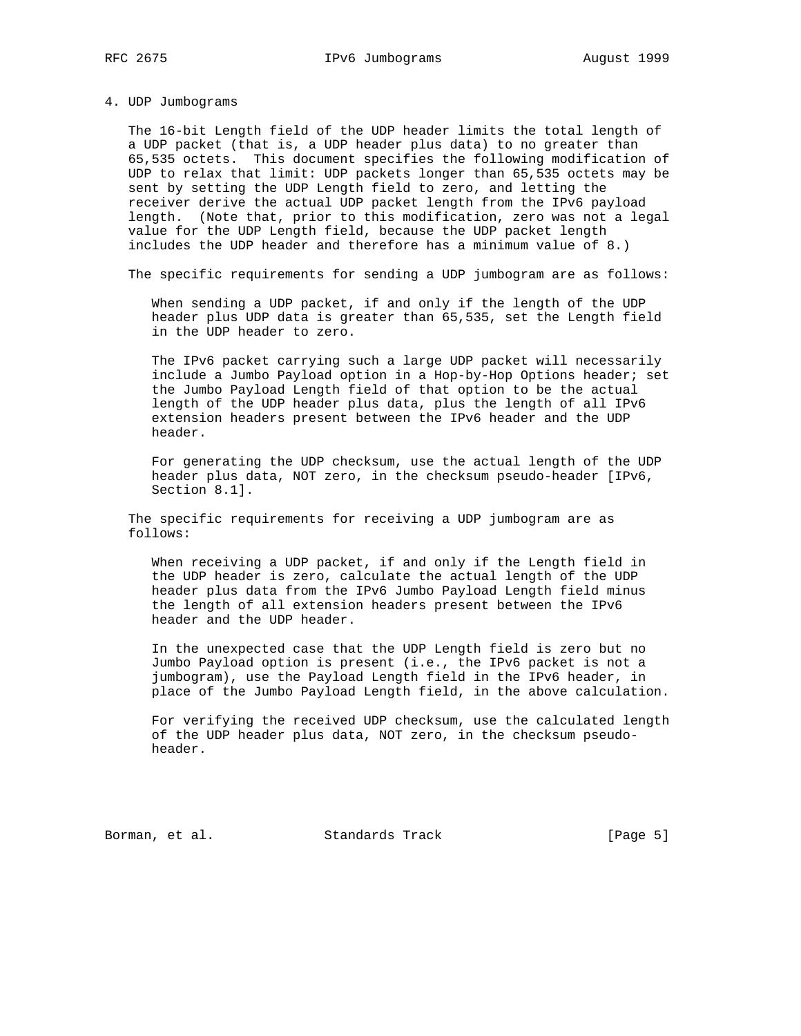## 4. UDP Jumbograms

The 16-bit Length field of the UDP header limits the total length of a UDP packet (that is, a UDP header plus data) to no greater than 65,535 octets. This document specifies the following modification of UDP to relax that limit: UDP packets longer than 65,535 octets may be sent by setting the UDP Length field to zero, and letting the receiver derive the actual UDP packet length from the IPv6 payload length. (Note that, prior to this modification, zero was not a legal value for the UDP Length field, because the UDP packet length includes the UDP header and therefore has a minimum value of 8.)

The specific requirements for sending a UDP jumbogram are as follows:

> When sending a UDP packet, if and only if the length of the UDP header plus UDP data is greater than 65,535, set the Length field in the UDP header to zero.
>
> The IPv6 packet carrying such a large UDP packet will necessarily include a Jumbo Payload option in a Hop-by-Hop Options header; set the Jumbo Payload Length field of that option to be the actual length of the UDP header plus data, plus the length of all IPv6 extension headers present between the IPv6 header and the UDP header.
>
> For generating the UDP checksum, use the actual length of the UDP header plus data, NOT zero, in the checksum pseudo-header [IPv6, Section 8.1].

The specific requirements for receiving a UDP jumbogram are as follows:

> When receiving a UDP packet, if and only if the Length field in the UDP header is zero, calculate the actual length of the UDP header plus data from the IPv6 Jumbo Payload Length field minus the length of all extension headers present between the IPv6 header and the UDP header.
>
> In the unexpected case that the UDP Length field is zero but no Jumbo Payload option is present (i.e., the IPv6 packet is not a jumbogram), use the Payload Length field in the IPv6 header, in place of the Jumbo Payload Length field, in the above calculation.
>
> For verifying the received UDP checksum, use the calculated length of the UDP header plus data, NOT zero, in the checksum pseudo-header.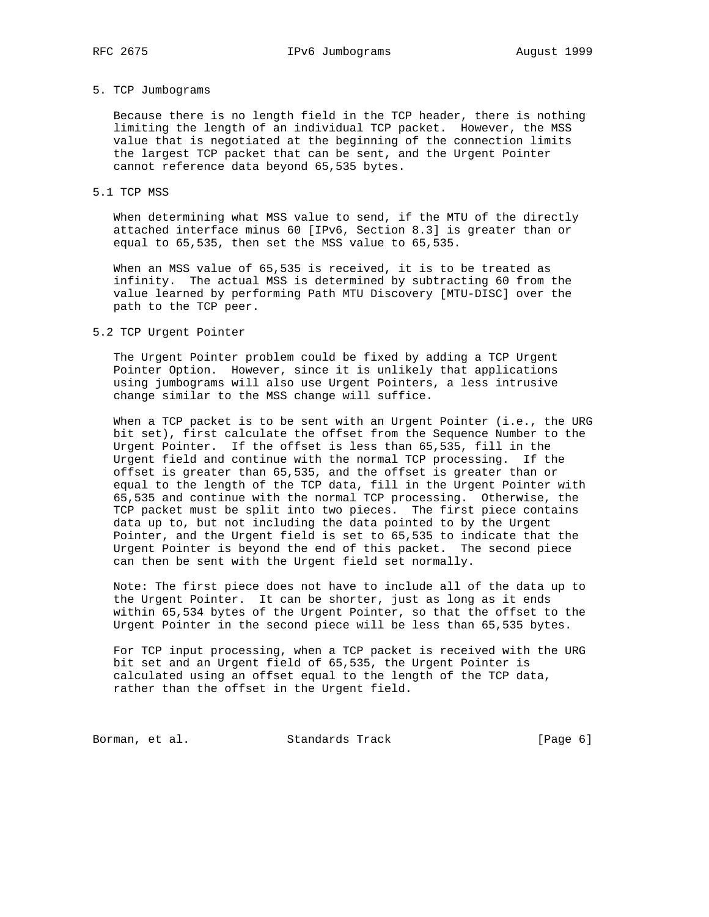## 5. TCP Jumbograms

Because there is no length field in the TCP header, there is nothing limiting the length of an individual TCP packet. However, the MSS value that is negotiated at the beginning of the connection limits the largest TCP packet that can be sent, and the Urgent Pointer cannot reference data beyond 65,535 bytes.

### 5.1 TCP MSS

When determining what MSS value to send, if the MTU of the directly attached interface minus 60 [IPv6, Section 8.3] is greater than or equal to 65,535, then set the MSS value to 65,535.

When an MSS value of 65,535 is received, it is to be treated as infinity. The actual MSS is determined by subtracting 60 from the value learned by performing Path MTU Discovery [MTU-DISC] over the path to the TCP peer.

### 5.2 TCP Urgent Pointer

The Urgent Pointer problem could be fixed by adding a TCP Urgent Pointer Option. However, since it is unlikely that applications using jumbograms will also use Urgent Pointers, a less intrusive change similar to the MSS change will suffice.

When a TCP packet is to be sent with an Urgent Pointer (i.e., the URG bit set), first calculate the offset from the Sequence Number to the Urgent Pointer. If the offset is less than 65,535, fill in the Urgent field and continue with the normal TCP processing. If the offset is greater than 65,535, and the offset is greater than or equal to the length of the TCP data, fill in the Urgent Pointer with 65,535 and continue with the normal TCP processing. Otherwise, the TCP packet must be split into two pieces. The first piece contains data up to, but not including the data pointed to by the Urgent Pointer, and the Urgent field is set to 65,535 to indicate that the Urgent Pointer is beyond the end of this packet. The second piece can then be sent with the Urgent field set normally.

Note: The first piece does not have to include all of the data up to the Urgent Pointer. It can be shorter, just as long as it ends within 65,534 bytes of the Urgent Pointer, so that the offset to the Urgent Pointer in the second piece will be less than 65,535 bytes.

For TCP input processing, when a TCP packet is received with the URG bit set and an Urgent field of 65,535, the Urgent Pointer is calculated using an offset equal to the length of the TCP data, rather than the offset in the Urgent field.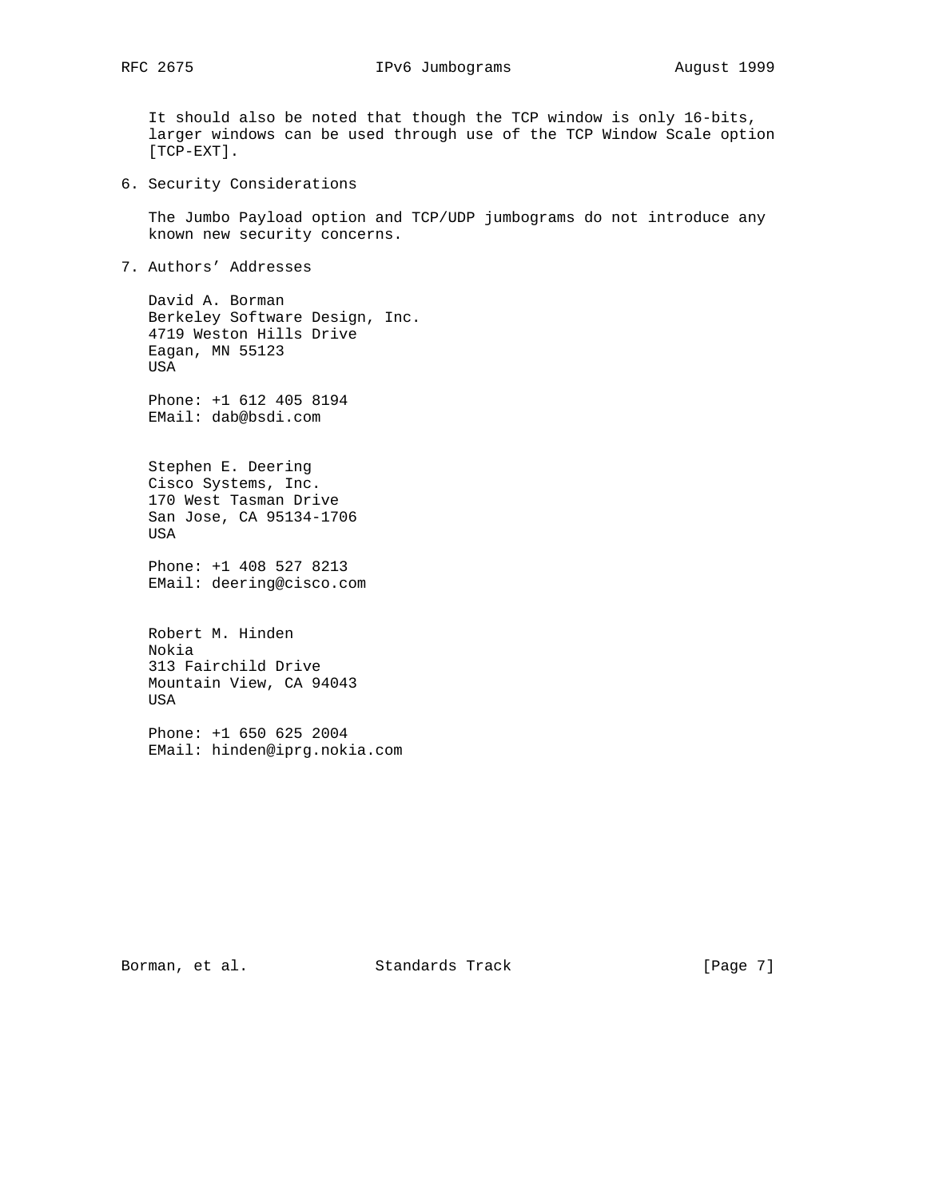It should also be noted that though the TCP window is only 16-bits, larger windows can be used through use of the TCP Window Scale option [TCP-EXT].

## 6. Security Considerations

The Jumbo Payload option and TCP/UDP jumbograms do not introduce any known new security concerns.

## 7. Authors' Addresses

David A. Borman
Berkeley Software Design, Inc.
4719 Weston Hills Drive
Eagan, MN 55123
USA

Phone: +1 612 405 8194
EMail: dab@bsdi.com

Stephen E. Deering
Cisco Systems, Inc.
170 West Tasman Drive
San Jose, CA 95134-1706
USA

Phone: +1 408 527 8213
EMail: deering@cisco.com

Robert M. Hinden
Nokia
313 Fairchild Drive
Mountain View, CA 94043
USA

Phone: +1 650 625 2004
EMail: hinden@iprg.nokia.com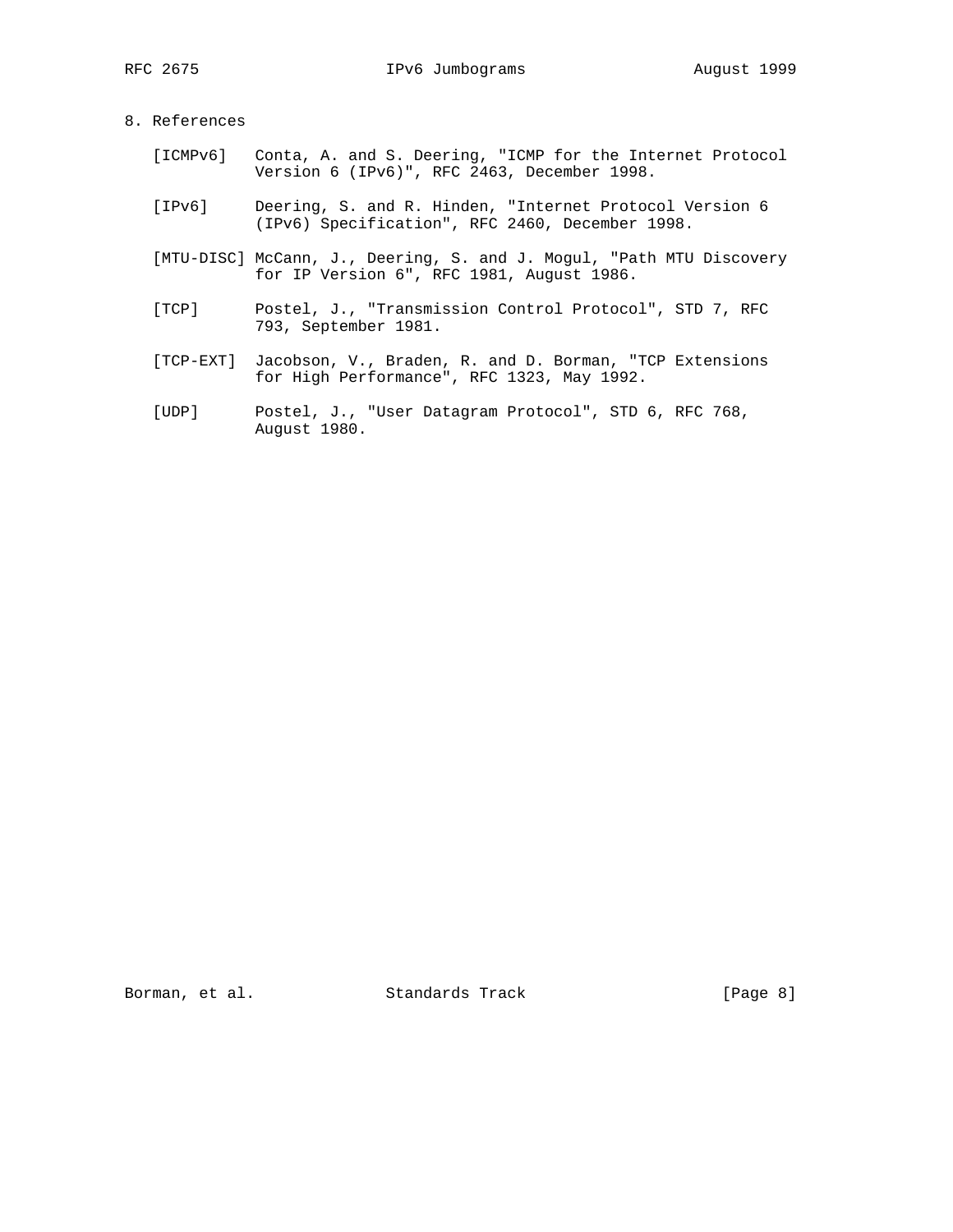## 8. References

[ICMPv6] Conta, A. and S. Deering, "ICMP for the Internet Protocol Version 6 (IPv6)", RFC 2463, December 1998.

[IPv6] Deering, S. and R. Hinden, "Internet Protocol Version 6 (IPv6) Specification", RFC 2460, December 1998.

[MTU-DISC] McCann, J., Deering, S. and J. Mogul, "Path MTU Discovery for IP Version 6", RFC 1981, August 1986.

[TCP] Postel, J., "Transmission Control Protocol", STD 7, RFC 793, September 1981.

[TCP-EXT] Jacobson, V., Braden, R. and D. Borman, "TCP Extensions for High Performance", RFC 1323, May 1992.

[UDP] Postel, J., "User Datagram Protocol", STD 6, RFC 768, August 1980.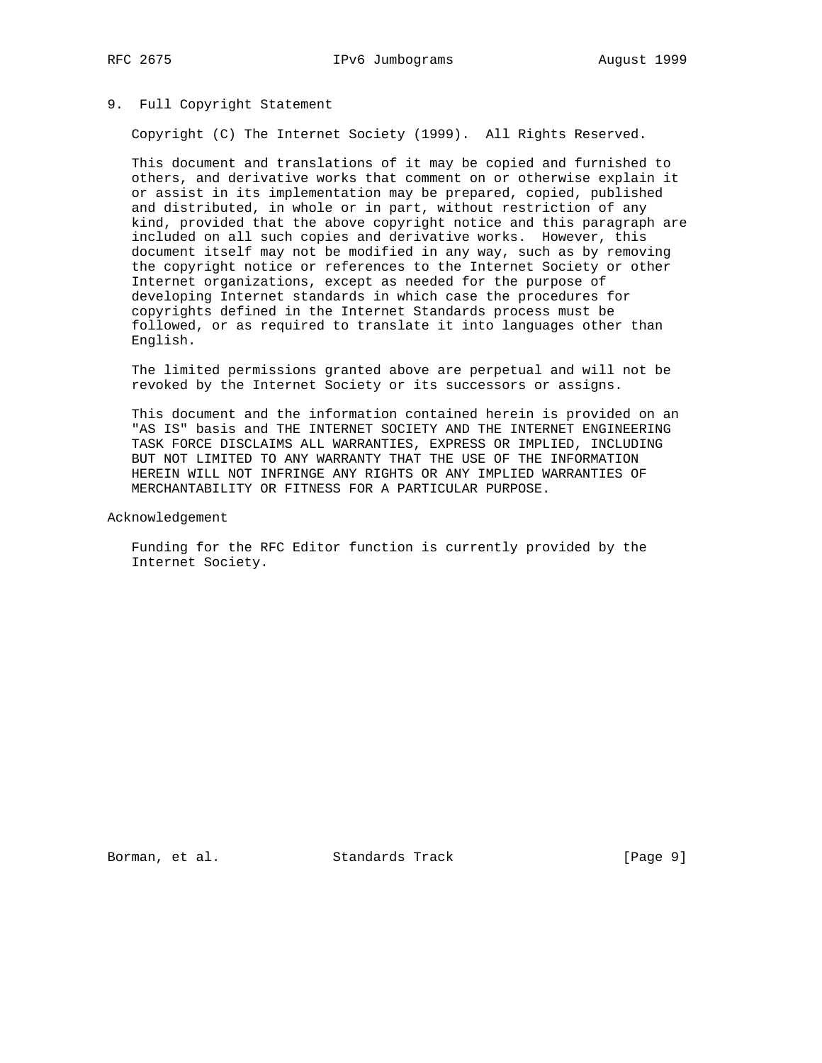## 9. Full Copyright Statement

Copyright (C) The Internet Society (1999). All Rights Reserved.

This document and translations of it may be copied and furnished to others, and derivative works that comment on or otherwise explain it or assist in its implementation may be prepared, copied, published and distributed, in whole or in part, without restriction of any kind, provided that the above copyright notice and this paragraph are included on all such copies and derivative works. However, this document itself may not be modified in any way, such as by removing the copyright notice or references to the Internet Society or other Internet organizations, except as needed for the purpose of developing Internet standards in which case the procedures for copyrights defined in the Internet Standards process must be followed, or as required to translate it into languages other than English.

The limited permissions granted above are perpetual and will not be revoked by the Internet Society or its successors or assigns.

This document and the information contained herein is provided on an "AS IS" basis and THE INTERNET SOCIETY AND THE INTERNET ENGINEERING TASK FORCE DISCLAIMS ALL WARRANTIES, EXPRESS OR IMPLIED, INCLUDING BUT NOT LIMITED TO ANY WARRANTY THAT THE USE OF THE INFORMATION HEREIN WILL NOT INFRINGE ANY RIGHTS OR ANY IMPLIED WARRANTIES OF MERCHANTABILITY OR FITNESS FOR A PARTICULAR PURPOSE.

## Acknowledgement

Funding for the RFC Editor function is currently provided by the Internet Society.